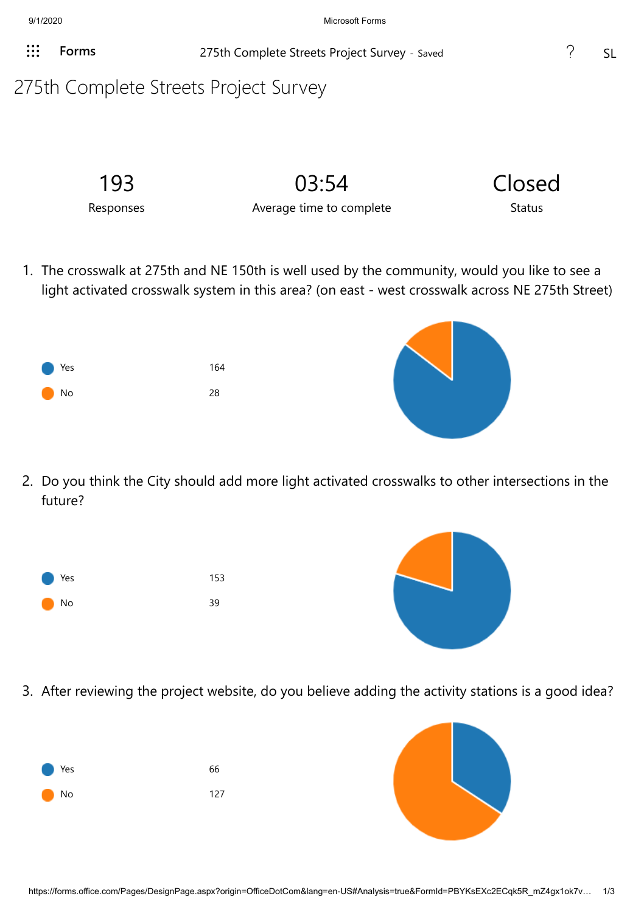# 275th Complete Streets Project Survey

| 193 | 03:54 | Closed |
|---|---|---|
| Responses | Average time to complete | Status |

1. The crosswalk at 275th and NE 150th is well used by the community, would you like to see a light activated crosswalk system in this area? (on east - west crosswalk across NE 275th Street)

| Response | Count |
|---|---|
| Yes | 164 |
| No | 28 |

2. Do you think the City should add more light activated crosswalks to other intersections in the future?

| Response | Count |
|---|---|
| Yes | 153 |
| No | 39 |

3. After reviewing the project website, do you believe adding the activity stations is a good idea?

| Response | Count |
|---|---|
| Yes | 66 |
| No | 127 |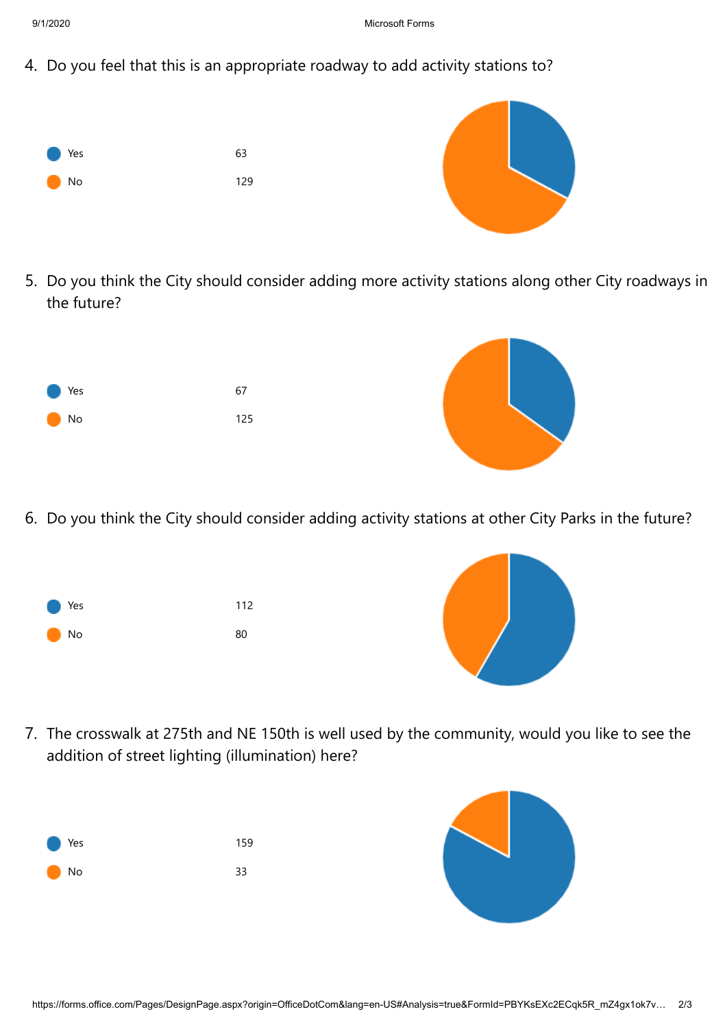4. Do you feel that this is an appropriate roadway to add activity stations to?

| | |
|---|---|
| Yes | 63 |
| No | 129 |

5. Do you think the City should consider adding more activity stations along other City roadways in the future?

| | |
|---|---|
| Yes | 67 |
| No | 125 |

6. Do you think the City should consider adding activity stations at other City Parks in the future?

| | |
|---|---|
| Yes | 112 |
| No | 80 |

7. The crosswalk at 275th and NE 150th is well used by the community, would you like to see the addition of street lighting (illumination) here?

| | |
|---|---|
| Yes | 159 |
| No | 33 |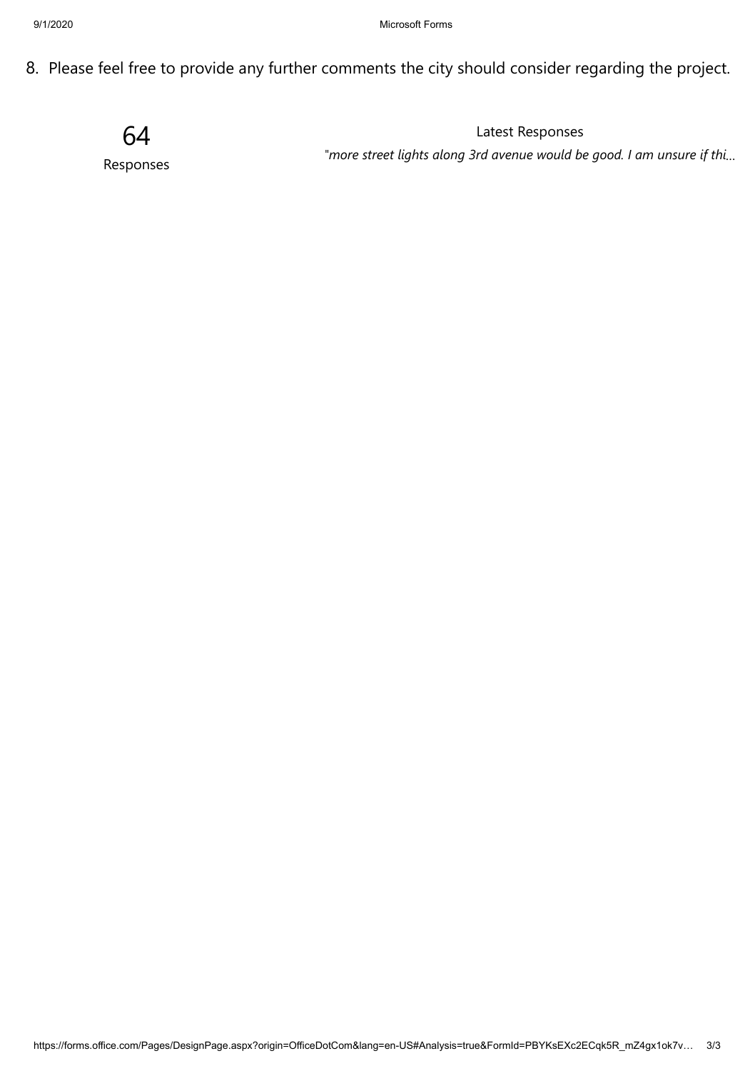8. Please feel free to provide any further comments the city should consider regarding the project.

64

Responses

Latest Responses

*"more street lights along 3rd avenue would be good. I am unsure if thi...*